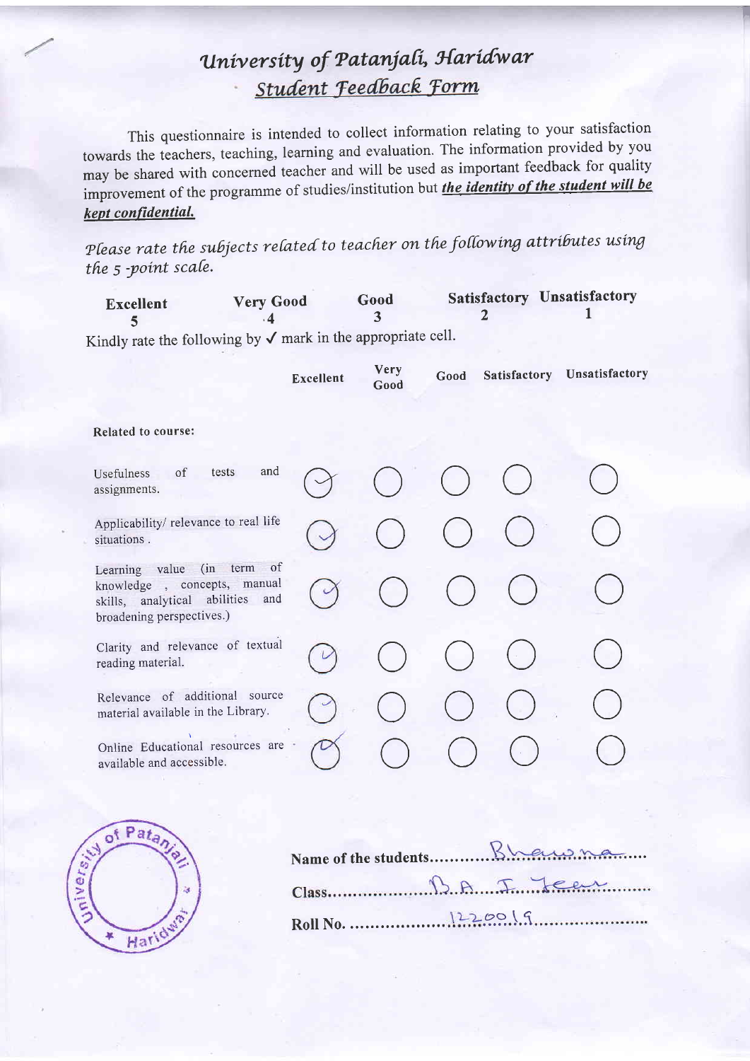# *University of Patanjali, Haridwar*

## *Student Feedback Form*

This questionnaire is intended to collect information relating to your satisfaction towards the teachers, teaching, learning and evaluation. The information provided by you may be shared with concerned teacher and will be used as important feedback for quality improvement of the programme of studies/institution but ***the identity of the student will be kept confidential.***

*Please rate the subjects related to teacher on the following attributes using the 5-point scale.*

| Excellent | Very Good | Good | Satisfactory | Unsatisfactory |
|---|---|---|---|---|
| 5 | 4 | 3 | 2 | 1 |

Kindly rate the following by ✓ mark in the appropriate cell.

| | Excellent | Very Good | Good | Satisfactory | Unsatisfactory |
|---|---|---|---|---|---|
| **Related to course:** | | | | | |
| Usefulness of tests and assignments. | ✓ | | | | |
| Applicability/ relevance to real life situations . | ✓ | | | | |
| Learning value (in term of knowledge , concepts, manual skills, analytical abilities and broadening perspectives.) | ✓ | | | | |
| Clarity and relevance of textual reading material. | ✓ | | | | |
| Relevance of additional source material available in the Library. | ✓ | | | | |
| Online Educational resources are available and accessible. | ✓ | | | | |

Name of the students........Bhawna........

Class........B.A. I. Year........

Roll No. ........122019........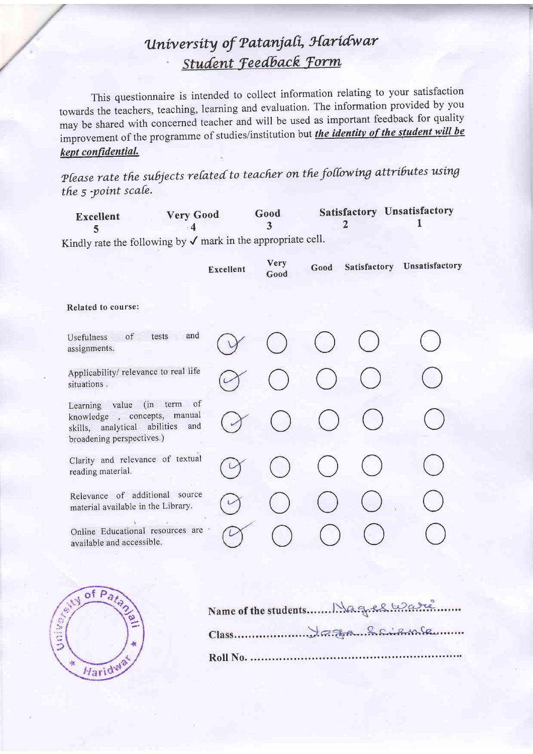# University of Patanjali, Haridwar

## Student Feedback Form

This questionnaire is intended to collect information relating to your satisfaction towards the teachers, teaching, learning and evaluation. The information provided by you may be shared with concerned teacher and will be used as important feedback for quality improvement of the programme of studies/institution but ***the identity of the student will be kept confidential.***

*Please rate the subjects related to teacher on the following attributes using the 5 -point scale.*

| Excellent | Very Good | Good | Satisfactory | Unsatisfactory |
|---|---|---|---|---|
| 5 | 4 | 3 | 2 | 1 |

Kindly rate the following by ✓ mark in the appropriate cell.

| | Excellent | Very Good | Good | Satisfactory | Unsatisfactory |
|---|---|---|---|---|---|
| **Related to course:** | | | | | |
| Usefulness of tests and assignments. | ✓ | | | | |
| Applicability/ relevance to real life situations . | ✓ | | | | |
| Learning value (in term of knowledge , concepts, manual skills, analytical abilities and broadening perspectives.) | ✓ | | | | |
| Clarity and relevance of textual reading material. | ✓ | | | | |
| Relevance of additional source material available in the Library. | ✓ | | | | |
| Online Educational resources are available and accessible. | ✓ | | | | |

Name of the students....... Nagesh Wani .......

Class........ Yoga Science ........

Roll No. ........................................................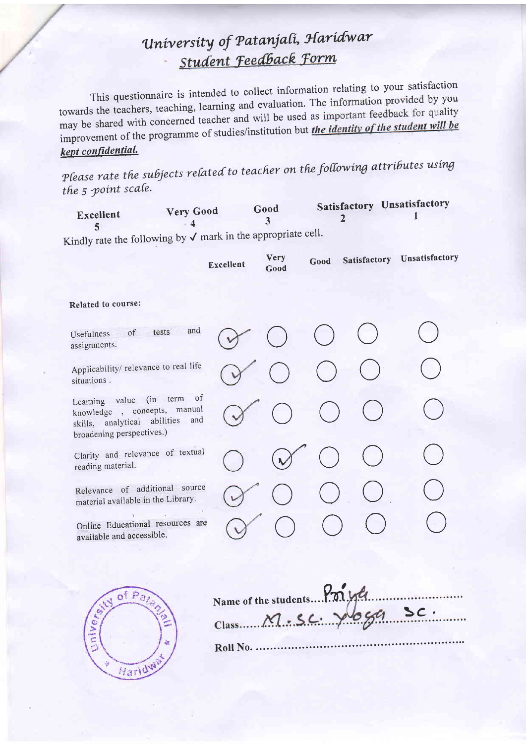# *University of Patanjali, Haridwar*

## *Student Feedback Form*

This questionnaire is intended to collect information relating to your satisfaction towards the teachers, teaching, learning and evaluation. The information provided by you may be shared with concerned teacher and will be used as important feedback for quality improvement of the programme of studies/institution but ***the identity of the student will be kept confidential.***

*Please rate the subjects related to teacher on the following attributes using the 5-point scale.*

| **Excellent** | **Very Good** | **Good** | **Satisfactory** | **Unsatisfactory** |
|---|---|---|---|---|
| **5** | **4** | **3** | **2** | **1** |

Kindly rate the following by ✓ mark in the appropriate cell.

| | **Excellent** | **Very Good** | **Good** | **Satisfactory** | **Unsatisfactory** |
|---|---|---|---|---|---|
| **Related to course:** | | | | | |
| Usefulness of tests and assignments. | ✓ | | | | |
| Applicability/ relevance to real life situations . | ✓ | | | | |
| Learning value (in term of knowledge , concepts, manual skills, analytical abilities and broadening perspectives.) | ✓ | | | | |
| Clarity and relevance of textual reading material. | | ✓ | | | |
| Relevance of additional source material available in the Library. | ✓ | | | | |
| Online Educational resources are available and accessible. | ✓ | | | | |

Name of the students: Priya

Class: M.Sc. Yoga Sc.

Roll No. ..........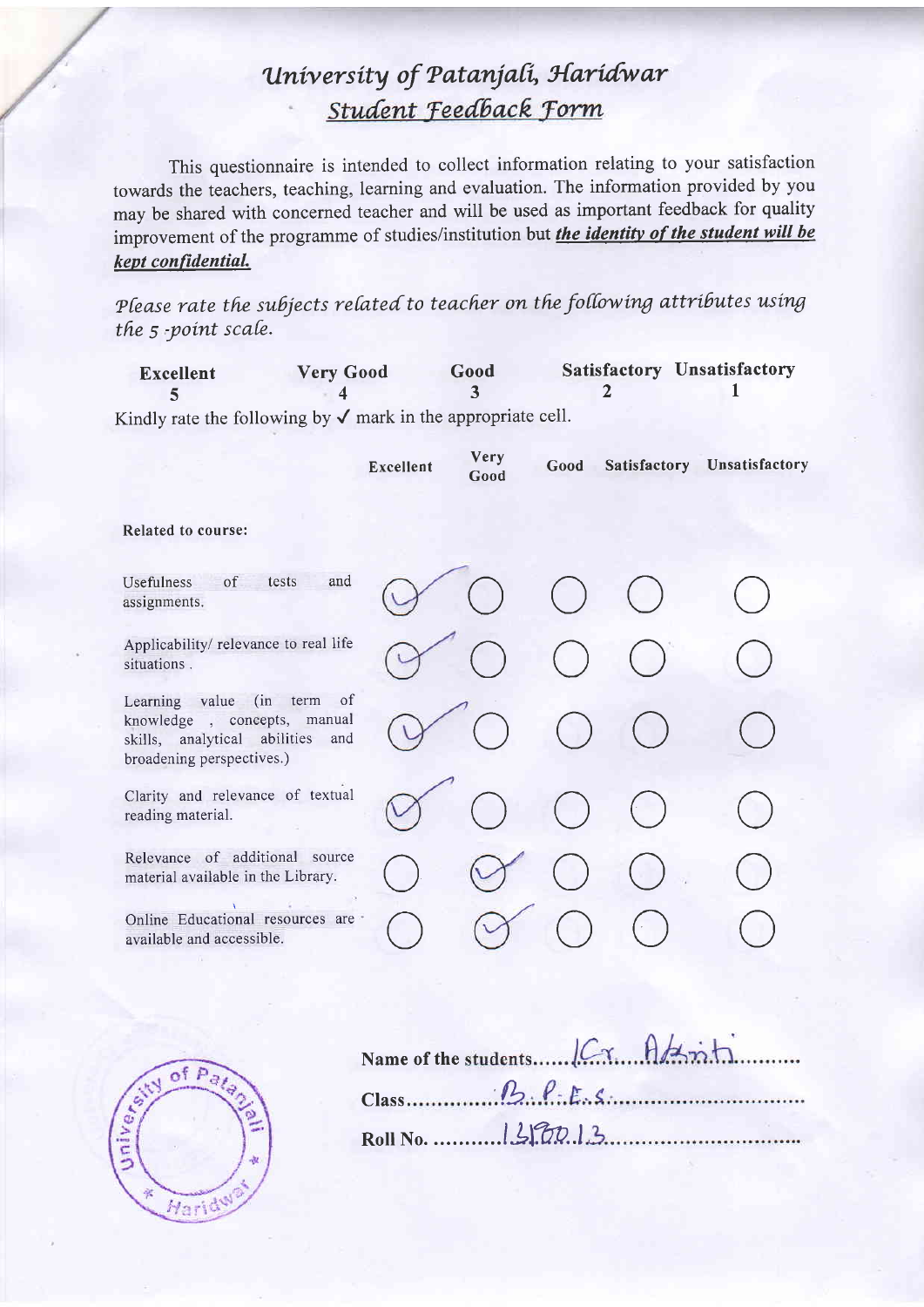# University of Patanjali, Haridwar

## Student Feedback Form

This questionnaire is intended to collect information relating to your satisfaction towards the teachers, teaching, learning and evaluation. The information provided by you may be shared with concerned teacher and will be used as important feedback for quality improvement of the programme of studies/institution but ***the identity of the student will be kept confidential.***

*Please rate the subjects related to teacher on the following attributes using the 5-point scale.*

| Excellent | Very Good | Good | Satisfactory | Unsatisfactory |
|---|---|---|---|---|
| 5 | 4 | 3 | 2 | 1 |

Kindly rate the following by ✓ mark in the appropriate cell.

| | Excellent | Very Good | Good | Satisfactory | Unsatisfactory |
|---|---|---|---|---|---|
| **Related to course:** | | | | | |
| Usefulness of tests and assignments. | ✓ | | | | |
| Applicability/ relevance to real life situations. | ✓ | | | | |
| Learning value (in term of knowledge, concepts, manual skills, analytical abilities and broadening perspectives.) | ✓ | | | | |
| Clarity and relevance of textual reading material. | ✓ | | | | |
| Relevance of additional source material available in the Library. | | ✓ | | | |
| Online Educational resources are available and accessible. | | ✓ | | | |

Name of the students........Cr. Abinti..........

Class...............B.P.E.S...............

Roll No. ...........132013...............